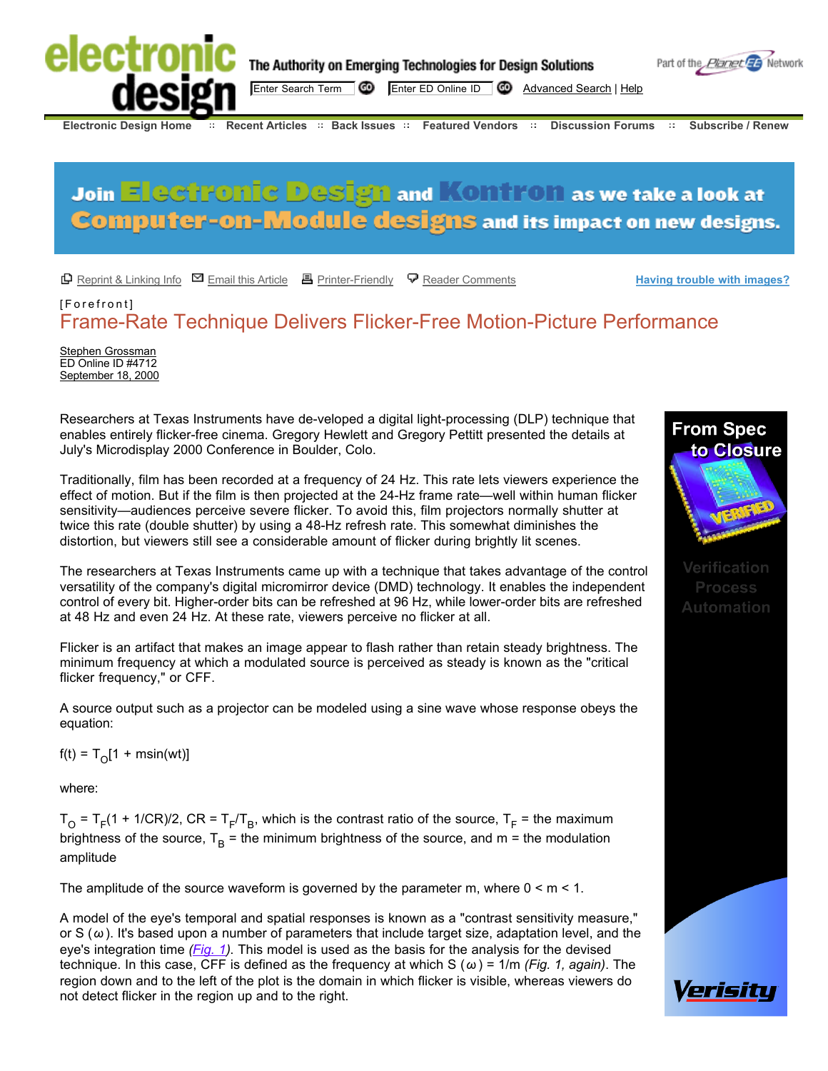[Forefront]

# Frame-Rate Technique Delivers Flicker-Free Motion-Picture Performance

Stephen Grossman
ED Online ID #4712
September 18, 2000

Researchers at Texas Instruments have de-veloped a digital light-processing (DLP) technique that enables entirely flicker-free cinema. Gregory Hewlett and Gregory Pettitt presented the details at July's Microdisplay 2000 Conference in Boulder, Colo.

Traditionally, film has been recorded at a frequency of 24 Hz. This rate lets viewers experience the effect of motion. But if the film is then projected at the 24-Hz frame rate—well within human flicker sensitivity—audiences perceive severe flicker. To avoid this, film projectors normally shutter at twice this rate (double shutter) by using a 48-Hz refresh rate. This somewhat diminishes the distortion, but viewers still see a considerable amount of flicker during brightly lit scenes.

The researchers at Texas Instruments came up with a technique that takes advantage of the control versatility of the company's digital micromirror device (DMD) technology. It enables the independent control of every bit. Higher-order bits can be refreshed at 96 Hz, while lower-order bits are refreshed at 48 Hz and even 24 Hz. At these rate, viewers perceive no flicker at all.

Flicker is an artifact that makes an image appear to flash rather than retain steady brightness. The minimum frequency at which a modulated source is perceived as steady is known as the "critical flicker frequency," or CFF.

A source output such as a projector can be modeled using a sine wave whose response obeys the equation:

$$f(t) = T_O[1 + m\sin(wt)]$$

where:

$T_O = T_F(1 + 1/CR)/2$, $CR = T_F/T_B$, which is the contrast ratio of the source, $T_F$ = the maximum brightness of the source, $T_B$ = the minimum brightness of the source, and m = the modulation amplitude

The amplitude of the source waveform is governed by the parameter m, where $0 < m < 1$.

A model of the eye's temporal and spatial responses is known as a "contrast sensitivity measure," or S ($\omega$). It's based upon a number of parameters that include target size, adaptation level, and the eye's integration time *(Fig. 1)*. This model is used as the basis for the analysis for the devised technique. In this case, CFF is defined as the frequency at which S ($\omega$) = 1/m *(Fig. 1, again)*. The region down and to the left of the plot is the domain in which flicker is visible, whereas viewers do not detect flicker in the region up and to the right.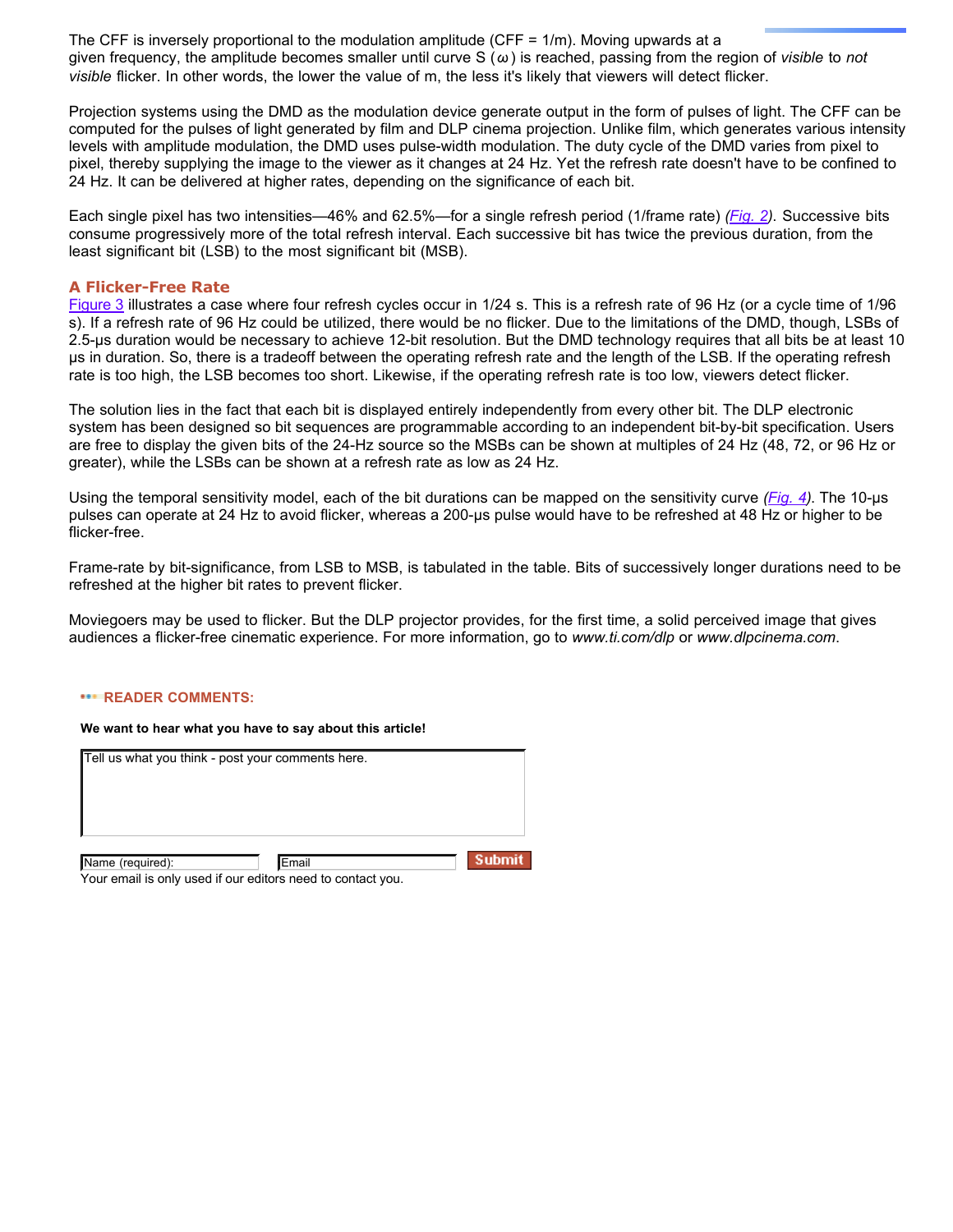The CFF is inversely proportional to the modulation amplitude (CFF = 1/m). Moving upwards at a given frequency, the amplitude becomes smaller until curve S ($\omega$) is reached, passing from the region of *visible* to *not visible* flicker. In other words, the lower the value of m, the less it's likely that viewers will detect flicker.

Projection systems using the DMD as the modulation device generate output in the form of pulses of light. The CFF can be computed for the pulses of light generated by film and DLP cinema projection. Unlike film, which generates various intensity levels with amplitude modulation, the DMD uses pulse-width modulation. The duty cycle of the DMD varies from pixel to pixel, thereby supplying the image to the viewer as it changes at 24 Hz. Yet the refresh rate doesn't have to be confined to 24 Hz. It can be delivered at higher rates, depending on the significance of each bit.

Each single pixel has two intensities—46% and 62.5%—for a single refresh period (1/frame rate) *(Fig. 2)*. Successive bits consume progressively more of the total refresh interval. Each successive bit has twice the previous duration, from the least significant bit (LSB) to the most significant bit (MSB).

### A Flicker-Free Rate

Figure 3 illustrates a case where four refresh cycles occur in 1/24 s. This is a refresh rate of 96 Hz (or a cycle time of 1/96 s). If a refresh rate of 96 Hz could be utilized, there would be no flicker. Due to the limitations of the DMD, though, LSBs of 2.5-µs duration would be necessary to achieve 12-bit resolution. But the DMD technology requires that all bits be at least 10 µs in duration. So, there is a tradeoff between the operating refresh rate and the length of the LSB. If the operating refresh rate is too high, the LSB becomes too short. Likewise, if the operating refresh rate is too low, viewers detect flicker.

The solution lies in the fact that each bit is displayed entirely independently from every other bit. The DLP electronic system has been designed so bit sequences are programmable according to an independent bit-by-bit specification. Users are free to display the given bits of the 24-Hz source so the MSBs can be shown at multiples of 24 Hz (48, 72, or 96 Hz or greater), while the LSBs can be shown at a refresh rate as low as 24 Hz.

Using the temporal sensitivity model, each of the bit durations can be mapped on the sensitivity curve *(Fig. 4)*. The 10-µs pulses can operate at 24 Hz to avoid flicker, whereas a 200-µs pulse would have to be refreshed at 48 Hz or higher to be flicker-free.

Frame-rate by bit-significance, from LSB to MSB, is tabulated in the table. Bits of successively longer durations need to be refreshed at the higher bit rates to prevent flicker.

Moviegoers may be used to flicker. But the DLP projector provides, for the first time, a solid perceived image that gives audiences a flicker-free cinematic experience. For more information, go to *www.ti.com/dlp* or *www.dlpcinema.com*.

**READER COMMENTS:**

**We want to hear what you have to say about this article!**

Tell us what you think - post your comments here.

Name (required): Email **Submit**

Your email is only used if our editors need to contact you.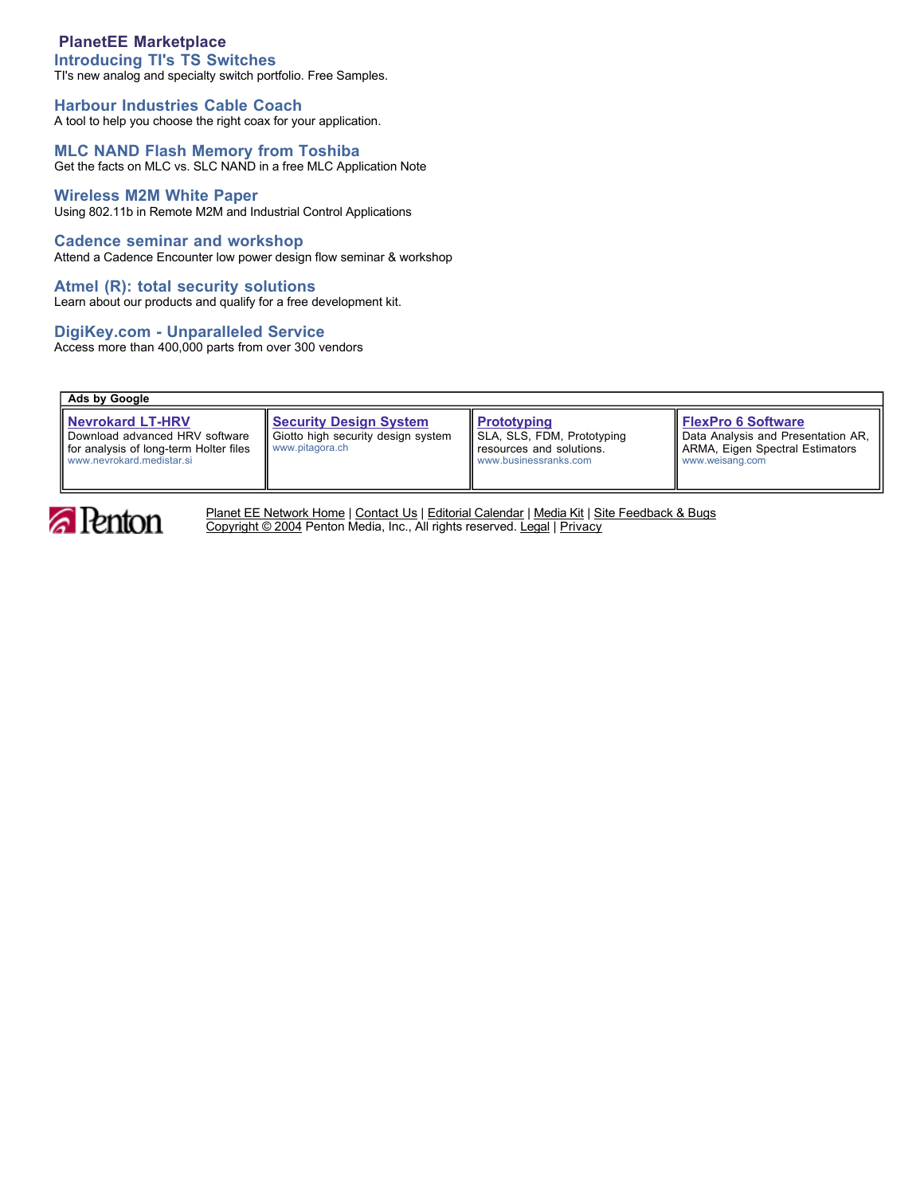**PlanetEE Marketplace**

### Introducing TI's TS Switches
TI's new analog and specialty switch portfolio. Free Samples.

### Harbour Industries Cable Coach
A tool to help you choose the right coax for your application.

### MLC NAND Flash Memory from Toshiba
Get the facts on MLC vs. SLC NAND in a free MLC Application Note

### Wireless M2M White Paper
Using 802.11b in Remote M2M and Industrial Control Applications

### Cadence seminar and workshop
Attend a Cadence Encounter low power design flow seminar & workshop

### Atmel (R): total security solutions
Learn about our products and qualify for a free development kit.

### DigiKey.com - Unparalleled Service
Access more than 400,000 parts from over 300 vendors

**Ads by Google**

| | | | |
|---|---|---|---|
| **Nevrokard LT-HRV** Download advanced HRV software for analysis of long-term Holter files www.nevrokard.medistar.si | **Security Design System** Giotto high security design system www.pitagora.ch | **Prototyping** SLA, SLS, FDM, Prototyping resources and solutions. www.businessranks.com | **FlexPro 6 Software** Data Analysis and Presentation AR, ARMA, Eigen Spectral Estimators www.weisang.com |

Penton

Planet EE Network Home | Contact Us | Editorial Calendar | Media Kit | Site Feedback & Bugs
Copyright © 2004 Penton Media, Inc., All rights reserved. Legal | Privacy